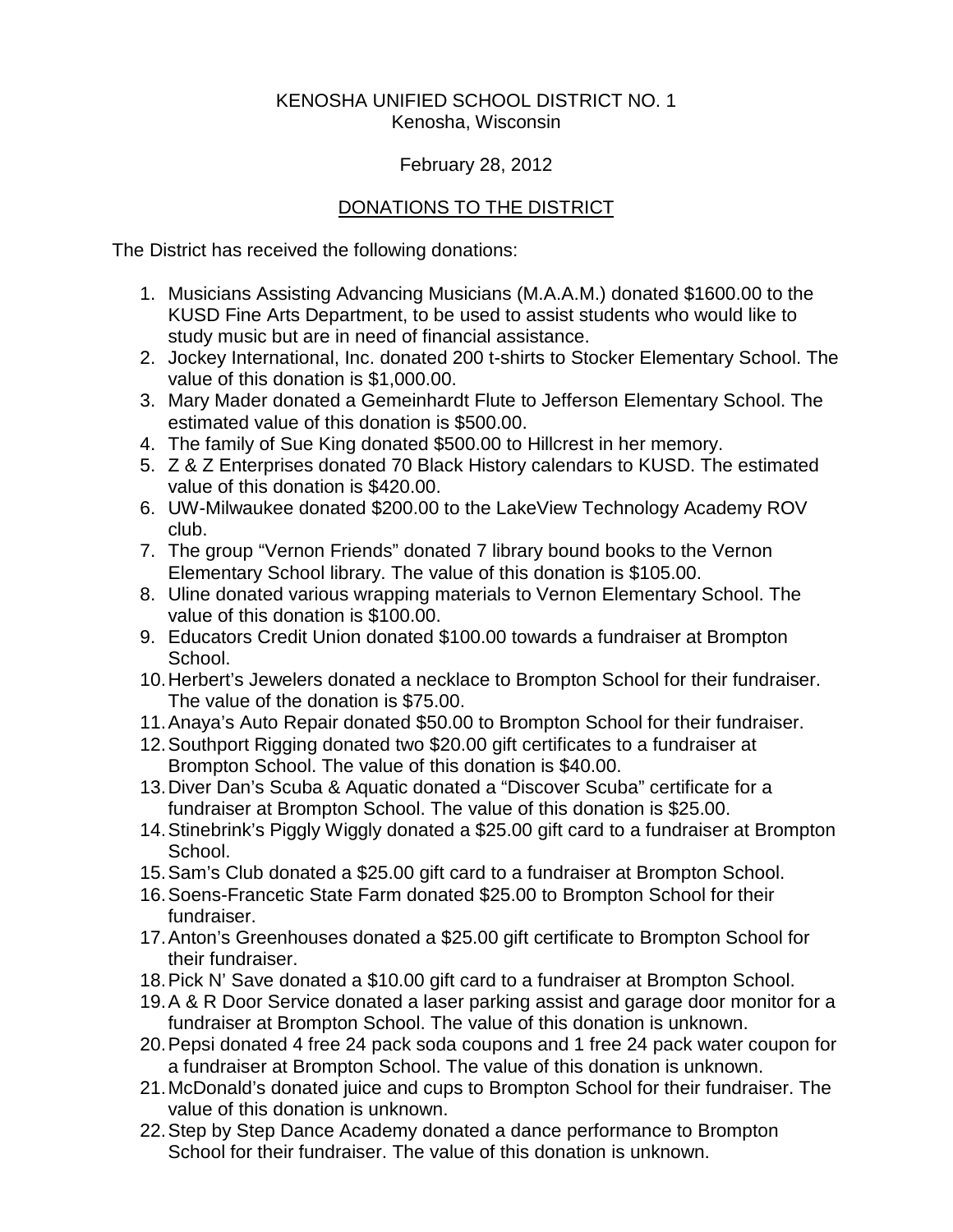KENOSHA UNIFIED SCHOOL DISTRICT NO. 1
Kenosha, Wisconsin

February 28, 2012

DONATIONS TO THE DISTRICT

The District has received the following donations:

1. Musicians Assisting Advancing Musicians (M.A.A.M.) donated $1600.00 to the KUSD Fine Arts Department, to be used to assist students who would like to study music but are in need of financial assistance.
2. Jockey International, Inc. donated 200 t-shirts to Stocker Elementary School. The value of this donation is $1,000.00.
3. Mary Mader donated a Gemeinhardt Flute to Jefferson Elementary School. The estimated value of this donation is $500.00.
4. The family of Sue King donated $500.00 to Hillcrest in her memory.
5. Z & Z Enterprises donated 70 Black History calendars to KUSD. The estimated value of this donation is $420.00.
6. UW-Milwaukee donated $200.00 to the LakeView Technology Academy ROV club.
7. The group "Vernon Friends" donated 7 library bound books to the Vernon Elementary School library. The value of this donation is $105.00.
8. Uline donated various wrapping materials to Vernon Elementary School. The value of this donation is $100.00.
9. Educators Credit Union donated $100.00 towards a fundraiser at Brompton School.
10. Herbert's Jewelers donated a necklace to Brompton School for their fundraiser. The value of the donation is $75.00.
11. Anaya's Auto Repair donated $50.00 to Brompton School for their fundraiser.
12. Southport Rigging donated two $20.00 gift certificates to a fundraiser at Brompton School. The value of this donation is $40.00.
13. Diver Dan's Scuba & Aquatic donated a "Discover Scuba" certificate for a fundraiser at Brompton School. The value of this donation is $25.00.
14. Stinebrink's Piggly Wiggly donated a $25.00 gift card to a fundraiser at Brompton School.
15. Sam's Club donated a $25.00 gift card to a fundraiser at Brompton School.
16. Soens-Francetic State Farm donated $25.00 to Brompton School for their fundraiser.
17. Anton's Greenhouses donated a $25.00 gift certificate to Brompton School for their fundraiser.
18. Pick N' Save donated a $10.00 gift card to a fundraiser at Brompton School.
19. A & R Door Service donated a laser parking assist and garage door monitor for a fundraiser at Brompton School. The value of this donation is unknown.
20. Pepsi donated 4 free 24 pack soda coupons and 1 free 24 pack water coupon for a fundraiser at Brompton School. The value of this donation is unknown.
21. McDonald's donated juice and cups to Brompton School for their fundraiser. The value of this donation is unknown.
22. Step by Step Dance Academy donated a dance performance to Brompton School for their fundraiser. The value of this donation is unknown.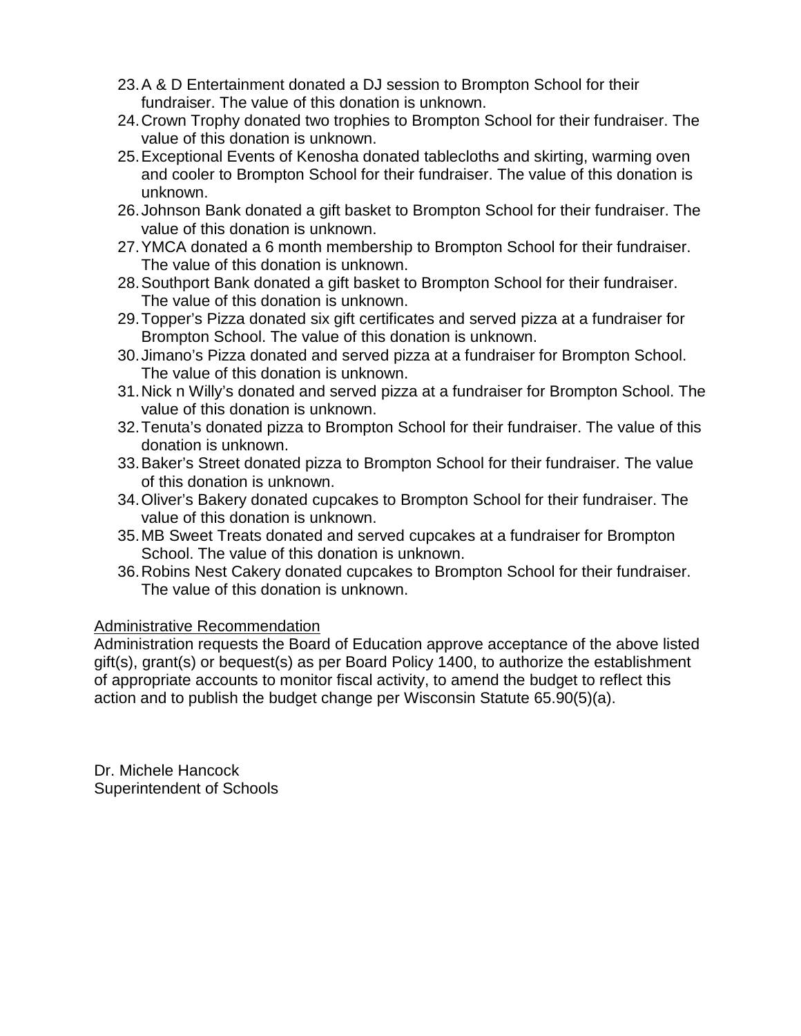23. A & D Entertainment donated a DJ session to Brompton School for their fundraiser. The value of this donation is unknown.
24. Crown Trophy donated two trophies to Brompton School for their fundraiser. The value of this donation is unknown.
25. Exceptional Events of Kenosha donated tablecloths and skirting, warming oven and cooler to Brompton School for their fundraiser. The value of this donation is unknown.
26. Johnson Bank donated a gift basket to Brompton School for their fundraiser. The value of this donation is unknown.
27. YMCA donated a 6 month membership to Brompton School for their fundraiser. The value of this donation is unknown.
28. Southport Bank donated a gift basket to Brompton School for their fundraiser. The value of this donation is unknown.
29. Topper's Pizza donated six gift certificates and served pizza at a fundraiser for Brompton School. The value of this donation is unknown.
30. Jimano's Pizza donated and served pizza at a fundraiser for Brompton School. The value of this donation is unknown.
31. Nick n Willy's donated and served pizza at a fundraiser for Brompton School. The value of this donation is unknown.
32. Tenuta's donated pizza to Brompton School for their fundraiser. The value of this donation is unknown.
33. Baker's Street donated pizza to Brompton School for their fundraiser. The value of this donation is unknown.
34. Oliver's Bakery donated cupcakes to Brompton School for their fundraiser. The value of this donation is unknown.
35. MB Sweet Treats donated and served cupcakes at a fundraiser for Brompton School. The value of this donation is unknown.
36. Robins Nest Cakery donated cupcakes to Brompton School for their fundraiser. The value of this donation is unknown.

<u>Administrative Recommendation</u>

Administration requests the Board of Education approve acceptance of the above listed gift(s), grant(s) or bequest(s) as per Board Policy 1400, to authorize the establishment of appropriate accounts to monitor fiscal activity, to amend the budget to reflect this action and to publish the budget change per Wisconsin Statute 65.90(5)(a).

Dr. Michele Hancock
Superintendent of Schools